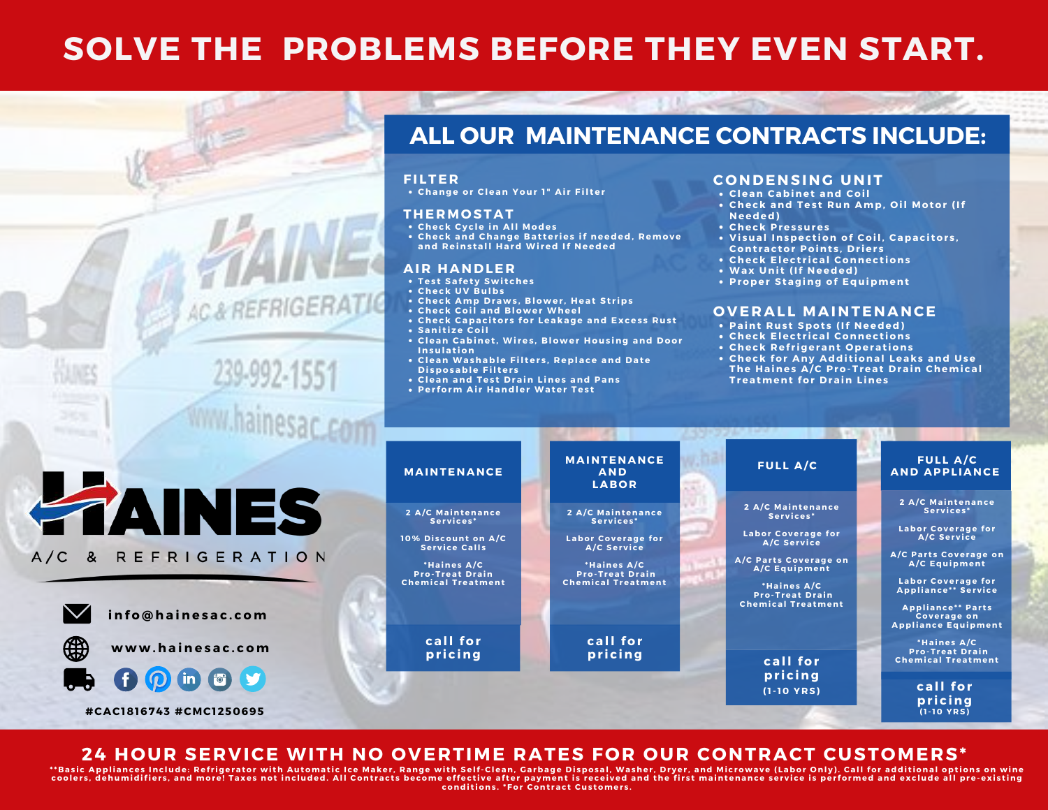# SOLVE THE PROBLEMS BEFORE THEY EVEN START.

## ALL OUR MAINTENANCE CONTRACTS INCLUDE:

### FILTER
- Change or Clean Your 1" Air Filter

### THERMOSTAT
- Check Cycle in All Modes
- Check and Change Batteries if needed, Remove and Reinstall Hard Wired If Needed

### AIR HANDLER
- Test Safety Switches
- Check UV Bulbs
- Check Amp Draws, Blower, Heat Strips
- Check Coil and Blower Wheel
- Check Capacitors for Leakage and Excess Rust
- Sanitize Coil
- Clean Cabinet, Wires, Blower Housing and Door Insulation
- Clean Washable Filters, Replace and Date Disposable Filters
- Clean and Test Drain Lines and Pans
- Perform Air Handler Water Test

### CONDENSING UNIT
- Clean Cabinet and Coil
- Check and Test Run Amp, Oil Motor (If Needed)
- Check Pressures
- Visual Inspection of Coil, Capacitors, Contractor Points, Driers
- Check Electrical Connections
- Wax Unit (If Needed)
- Proper Staging of Equipment

### OVERALL MAINTENANCE
- Paint Rust Spots (If Needed)
- Check Electrical Connections
- Check Refrigerant Operations
- Check for Any Additional Leaks and Use The Haines A/C Pro-Treat Drain Chemical Treatment for Drain Lines

| MAINTENANCE | MAINTENANCE AND LABOR | FULL A/C | FULL A/C AND APPLIANCE |
|---|---|---|---|
| 2 A/C Maintenance Services* | 2 A/C Maintenance Services* | 2 A/C Maintenance Services* | 2 A/C Maintenance Services* |
| 10% Discount on A/C Service Calls | Labor Coverage for A/C Service | Labor Coverage for A/C Service | Labor Coverage for A/C Service |
| *Haines A/C Pro-Treat Drain Chemical Treatment | *Haines A/C Pro-Treat Drain Chemical Treatment | A/C Parts Coverage on A/C Equipment | A/C Parts Coverage on A/C Equipment |
| | | *Haines A/C Pro-Treat Drain Chemical Treatment | Labor Coverage for Appliance** Service |
| | | | Appliance** Parts Coverage on Appliance Equipment |
| | | | *Haines A/C Pro-Treat Drain Chemical Treatment |
| call for pricing | call for pricing | call for pricing (1-10 YRS) | call for pricing (1-10 YRS) |

HAINES A/C & REFRIGERATION

info@hainesac.com

www.hainesac.com

#CAC1816743 #CMC1250695

## 24 HOUR SERVICE WITH NO OVERTIME RATES FOR OUR CONTRACT CUSTOMERS*

**Basic Appliances Include: Refrigerator with Automatic Ice Maker, Range with Self-Clean, Garbage Disposal, Washer, Dryer, and Microwave (Labor Only). Call for additional options on wine coolers, dehumidifiers, and more! Taxes not included. All Contracts become effective after payment is received and the first maintenance service is performed and exclude all pre-existing conditions. *For Contract Customers.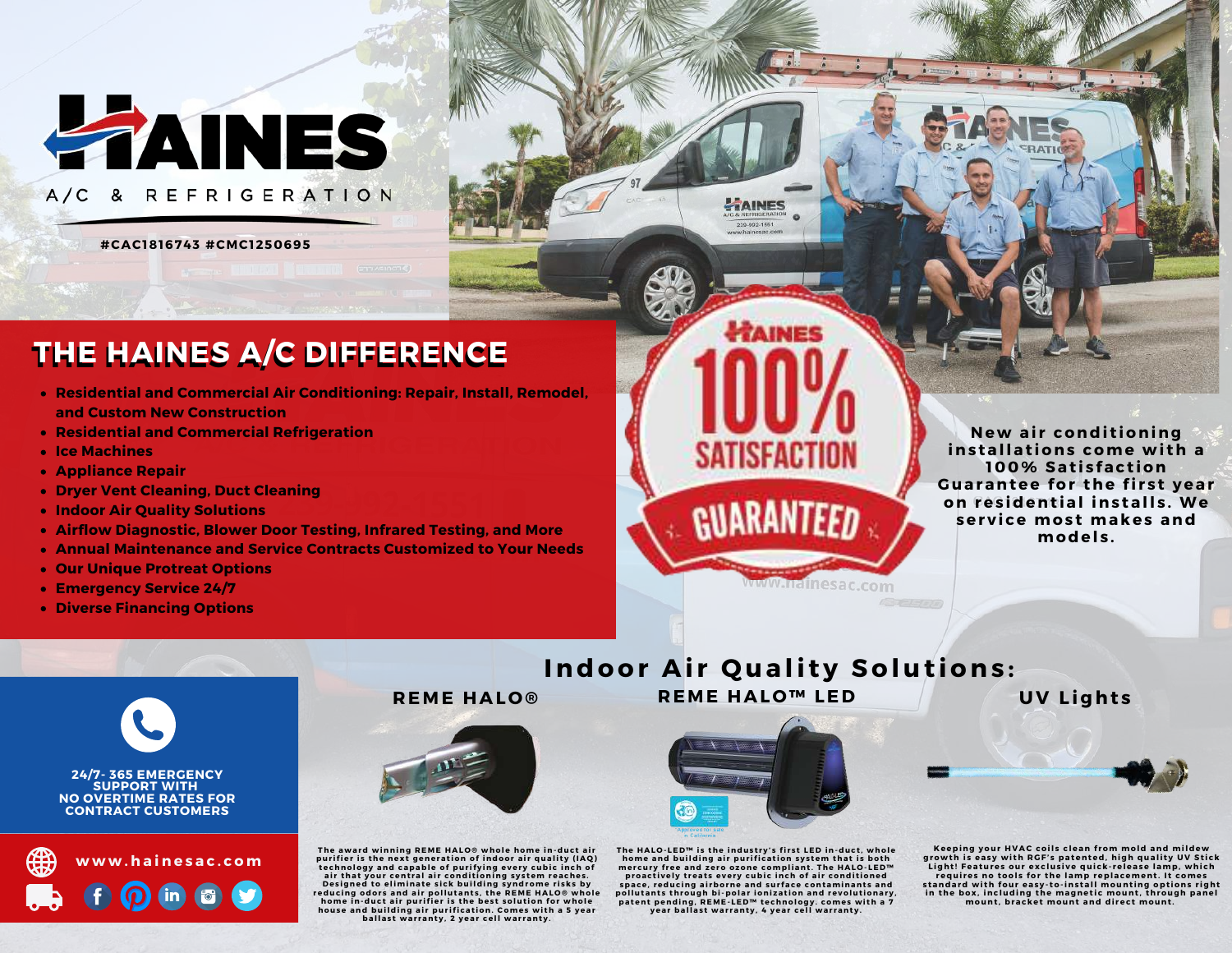# HAINES

A/C & REFRIGERATION

#CAC1816743 #CMC1250695

## THE HAINES A/C DIFFERENCE

- Residential and Commercial Air Conditioning: Repair, Install, Remodel, and Custom New Construction
- Residential and Commercial Refrigeration
- Ice Machines
- Appliance Repair
- Dryer Vent Cleaning, Duct Cleaning
- Indoor Air Quality Solutions
- Airflow Diagnostic, Blower Door Testing, Infrared Testing, and More
- Annual Maintenance and Service Contracts Customized to Your Needs
- Our Unique Protreat Options
- Emergency Service 24/7
- Diverse Financing Options

HAINES 100% SATISFACTION GUARANTEED

New air conditioning installations come with a 100% Satisfaction Guarantee for the first year on residential installs. We service most makes and models.

24/7- 365 EMERGENCY SUPPORT WITH NO OVERTIME RATES FOR CONTRACT CUSTOMERS

www.hainesac.com

## Indoor Air Quality Solutions:

### REME HALO®

The award winning REME HALO® whole home in-duct air purifier is the next generation of indoor air quality (IAQ) technology and capable of purifying every cubic inch of air that your central air conditioning system reaches. Designed to eliminate sick building syndrome risks by reducing odors and air pollutants, the REME HALO® whole home in-duct air purifier is the best solution for whole house and building air purification. Comes with a 5 year ballast warranty, 2 year cell warranty.

### REME HALO™ LED

The HALO-LED™ is the industry's first LED in-duct, whole home and building air purification system that is both mercury free and zero ozone compliant. The HALO-LED™ proactively treats every cubic inch of air conditioned space, reducing airborne and surface contaminants and pollutants through bi-polar ionization and revolutionary, patent pending, REME-LED™ technology. comes with a 7 year ballast warranty, 4 year cell warranty.

### UV Lights

Keeping your HVAC coils clean from mold and mildew growth is easy with RGF's patented, high quality UV Stick Light! Features our exclusive quick-release lamp, which requires no tools for the lamp replacement. It comes standard with four easy-to-install mounting options right in the box, including the magnetic mount, through panel mount, bracket mount and direct mount.